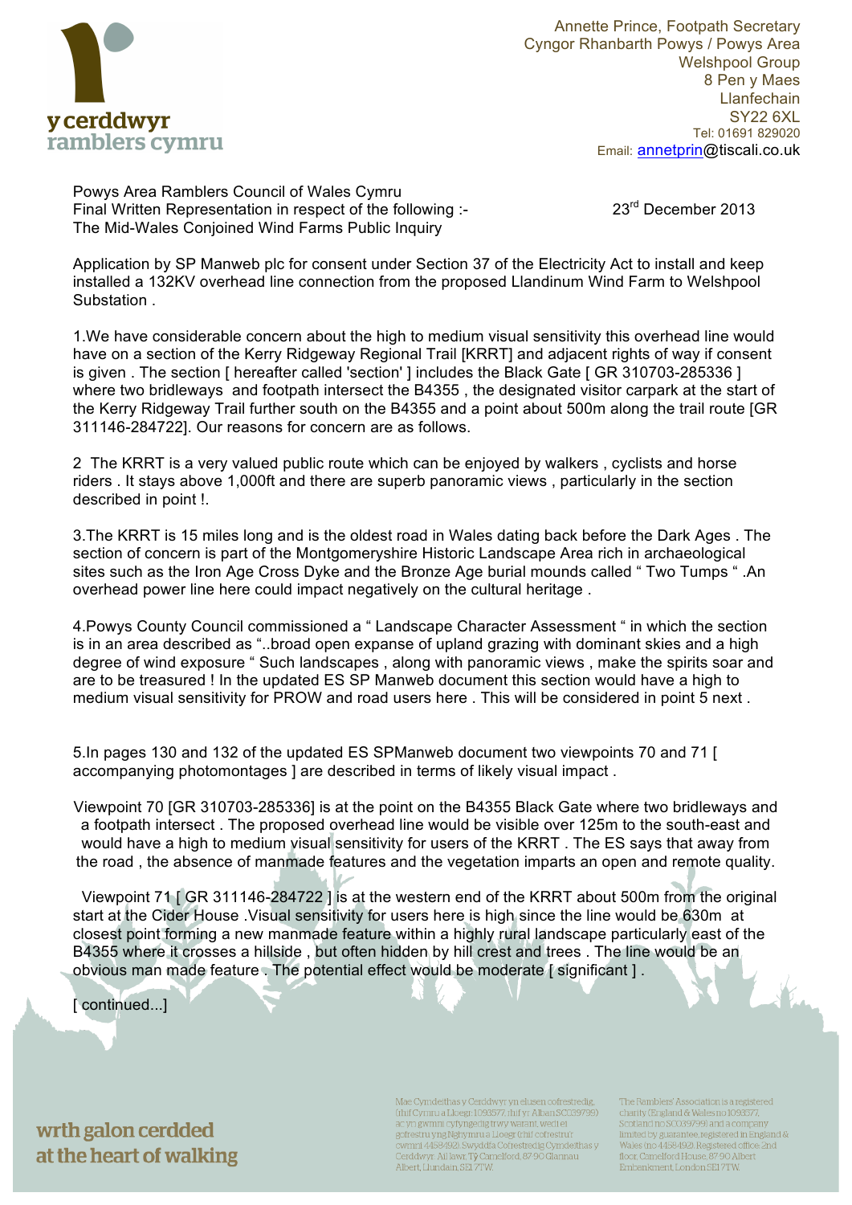y cerddwyr
ramblers cymru

Annette Prince, Footpath Secretary
Cyngor Rhanbarth Powys / Powys Area
Welshpool Group
8 Pen y Maes
Llanfechain
SY22 6XL
Tel: 01691 829020
Email: annetprin@tiscali.co.uk

Powys Area Ramblers Council of Wales Cymru
Final Written Representation in respect of the following :-
The Mid-Wales Conjoined Wind Farms Public Inquiry

23rd December 2013

Application by SP Manweb plc for consent under Section 37 of the Electricity Act to install and keep installed a 132KV overhead line connection from the proposed Llandinum Wind Farm to Welshpool Substation .

1.We have considerable concern about the high to medium visual sensitivity this overhead line would have on a section of the Kerry Ridgeway Regional Trail [KRRT] and adjacent rights of way if consent is given . The section [ hereafter called 'section' ] includes the Black Gate [ GR 310703-285336 ] where two bridleways and footpath intersect the B4355 , the designated visitor carpark at the start of the Kerry Ridgeway Trail further south on the B4355 and a point about 500m along the trail route [GR 311146-284722]. Our reasons for concern are as follows.

2 The KRRT is a very valued public route which can be enjoyed by walkers , cyclists and horse riders . It stays above 1,000ft and there are superb panoramic views , particularly in the section described in point !.

3.The KRRT is 15 miles long and is the oldest road in Wales dating back before the Dark Ages . The section of concern is part of the Montgomeryshire Historic Landscape Area rich in archaeological sites such as the Iron Age Cross Dyke and the Bronze Age burial mounds called " Two Tumps " .An overhead power line here could impact negatively on the cultural heritage .

4.Powys County Council commissioned a " Landscape Character Assessment " in which the section is in an area described as "..broad open expanse of upland grazing with dominant skies and a high degree of wind exposure " Such landscapes , along with panoramic views , make the spirits soar and are to be treasured ! In the updated ES SP Manweb document this section would have a high to medium visual sensitivity for PROW and road users here . This will be considered in point 5 next .

5.In pages 130 and 132 of the updated ES SPManweb document two viewpoints 70 and 71 [ accompanying photomontages ] are described in terms of likely visual impact .

Viewpoint 70 [GR 310703-285336] is at the point on the B4355 Black Gate where two bridleways and a footpath intersect . The proposed overhead line would be visible over 125m to the south-east and would have a high to medium visual sensitivity for users of the KRRT . The ES says that away from the road , the absence of manmade features and the vegetation imparts an open and remote quality.

Viewpoint 71 [ GR 311146-284722 ] is at the western end of the KRRT about 500m from the original start at the Cider House .Visual sensitivity for users here is high since the line would be 630m at closest point forming a new manmade feature within a highly rural landscape particularly east of the B4355 where it crosses a hillside , but often hidden by hill crest and trees . The line would be an obvious man made feature . The potential effect would be moderate [ significant ] .

[ continued...]

wrth galon cerdded
at the heart of walking

Mae Cymdeithas y Cerddwyr yn elusen cofrestredig, (rhif Cymru a Lloegr 1093577, rhif yr Alban SC039799) ac yn gwmni cyfyngedig trwy warant, wedi ei gofrestru yng Nghymru a Lloegr (rhif cofrestru cwmni 4458492). Swyddfa Cofrestredig Cymdeithas y Cerddwyr: Ail lawr, Tŷ Camelford, 87-90 Glannau Albert, Llundain, SE1 7TW.

The Ramblers' Association is a registered charity (England & Wales no 1093577, Scotland no SC039799) and a company limited by guarantee, registered in England & Wales (no 4458492). Registered office 2nd floor, Camelford House, 87-90 Albert Embankment, London SE1 7TW.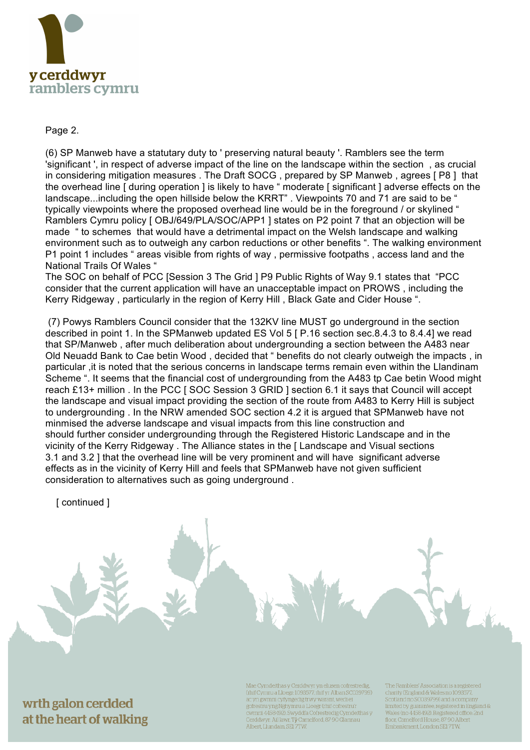Page 2.

(6) SP Manweb have a statutory duty to ' preserving natural beauty '. Ramblers see the term 'significant ', in respect of adverse impact of the line on the landscape within the section , as crucial in considering mitigation measures . The Draft SOCG , prepared by SP Manweb , agrees [ P8 ] that the overhead line [ during operation ] is likely to have " moderate [ significant ] adverse effects on the landscape...including the open hillside below the KRRT" . Viewpoints 70 and 71 are said to be " typically viewpoints where the proposed overhead line would be in the foreground / or skylined " Ramblers Cymru policy [ OBJ/649/PLA/SOC/APP1 ] states on P2 point 7 that an objection will be made " to schemes that would have a detrimental impact on the Welsh landscape and walking environment such as to outweigh any carbon reductions or other benefits ". The walking environment P1 point 1 includes " areas visible from rights of way , permissive footpaths , access land and the National Trails Of Wales "
The SOC on behalf of PCC [Session 3 The Grid ] P9 Public Rights of Way 9.1 states that "PCC consider that the current application will have an unacceptable impact on PROWS , including the Kerry Ridgeway , particularly in the region of Kerry Hill , Black Gate and Cider House ".

(7) Powys Ramblers Council consider that the 132KV line MUST go underground in the section described in point 1. In the SPManweb updated ES Vol 5 [ P.16 section sec.8.4.3 to 8.4.4] we read that SP/Manweb , after much deliberation about undergrounding a section between the A483 near Old Neuadd Bank to Cae betin Wood , decided that " benefits do not clearly outweigh the impacts , in particular ,it is noted that the serious concerns in landscape terms remain even within the Llandinam Scheme ". It seems that the financial cost of undergrounding from the A483 tp Cae betin Wood might reach £13+ million . In the PCC [ SOC Session 3 GRID ] section 6.1 it says that Council will accept the landscape and visual impact providing the section of the route from A483 to Kerry Hill is subject to undergrounding . In the NRW amended SOC section 4.2 it is argued that SPManweb have not minmised the adverse landscape and visual impacts from this line construction and should further consider undergrounding through the Registered Historic Landscape and in the vicinity of the Kerry Ridgeway . The Alliance states in the [ Landscape and Visual sections 3.1 and 3.2 ] that the overhead line will be very prominent and will have significant adverse effects as in the vicinity of Kerry Hill and feels that SPManweb have not given sufficient consideration to alternatives such as going underground .

[ continued ]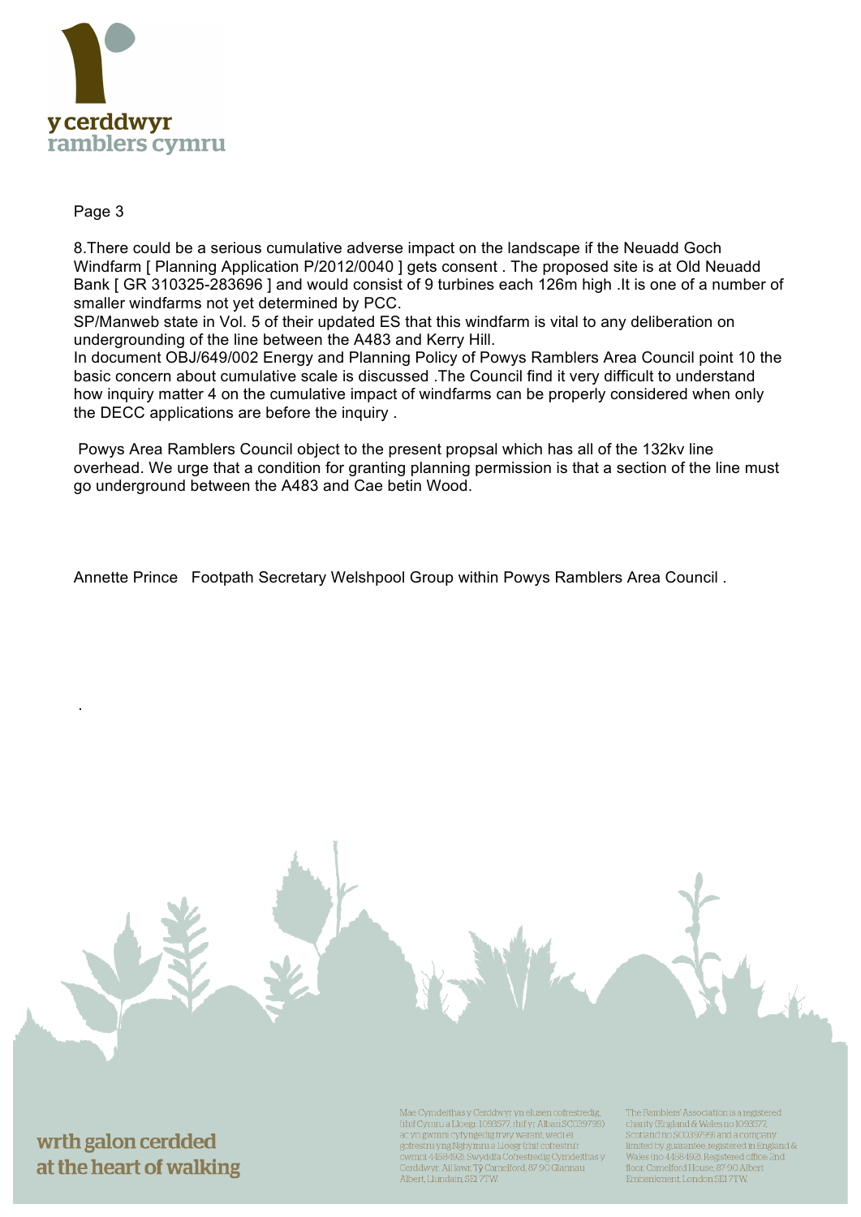8.There could be a serious cumulative adverse impact on the landscape if the Neuadd Goch Windfarm [ Planning Application P/2012/0040 ] gets consent . The proposed site is at Old Neuadd Bank [ GR 310325-283696 ] and would consist of 9 turbines each 126m high .It is one of a number of smaller windfarms not yet determined by PCC.
SP/Manweb state in Vol. 5 of their updated ES that this windfarm is vital to any deliberation on undergrounding of the line between the A483 and Kerry Hill.
In document OBJ/649/002 Energy and Planning Policy of Powys Ramblers Area Council point 10 the basic concern about cumulative scale is discussed .The Council find it very difficult to understand how inquiry matter 4 on the cumulative impact of windfarms can be properly considered when only the DECC applications are before the inquiry .

Powys Area Ramblers Council object to the present propsal which has all of the 132kv line overhead. We urge that a condition for granting planning permission is that a section of the line must go underground between the A483 and Cae betin Wood.

Annette Prince   Footpath Secretary Welshpool Group within Powys Ramblers Area Council .

wrth galon cerdded
at the heart of walking

Mae Cymdeithas y Cerddwyr yn elusen cofrestredig, (rhif Cymru a Lloegr 1093577, rhif yr Alban SC039799) ac yn gwmni cyfyngedig trwy warant, wedi ei gofrestru yng Nghymru a Lloegr (rhif cofrestru'r cwmni 4458492). Swyddfa Cofrestredig Cymdeithas y Cerddwyr: Ail lawr, Tŷ Camelford, 87-90 Glannau Albert, Llundain, SE1 7TW.

The Ramblers' Association is a registered charity (England & Wales no 1093577, Scotland no SC039799) and a company limited by guarantee, registered in England & Wales (no 4458492). Registered office 2nd floor, Camelford House, 87-90 Albert Embankment, London SE1 7TW.